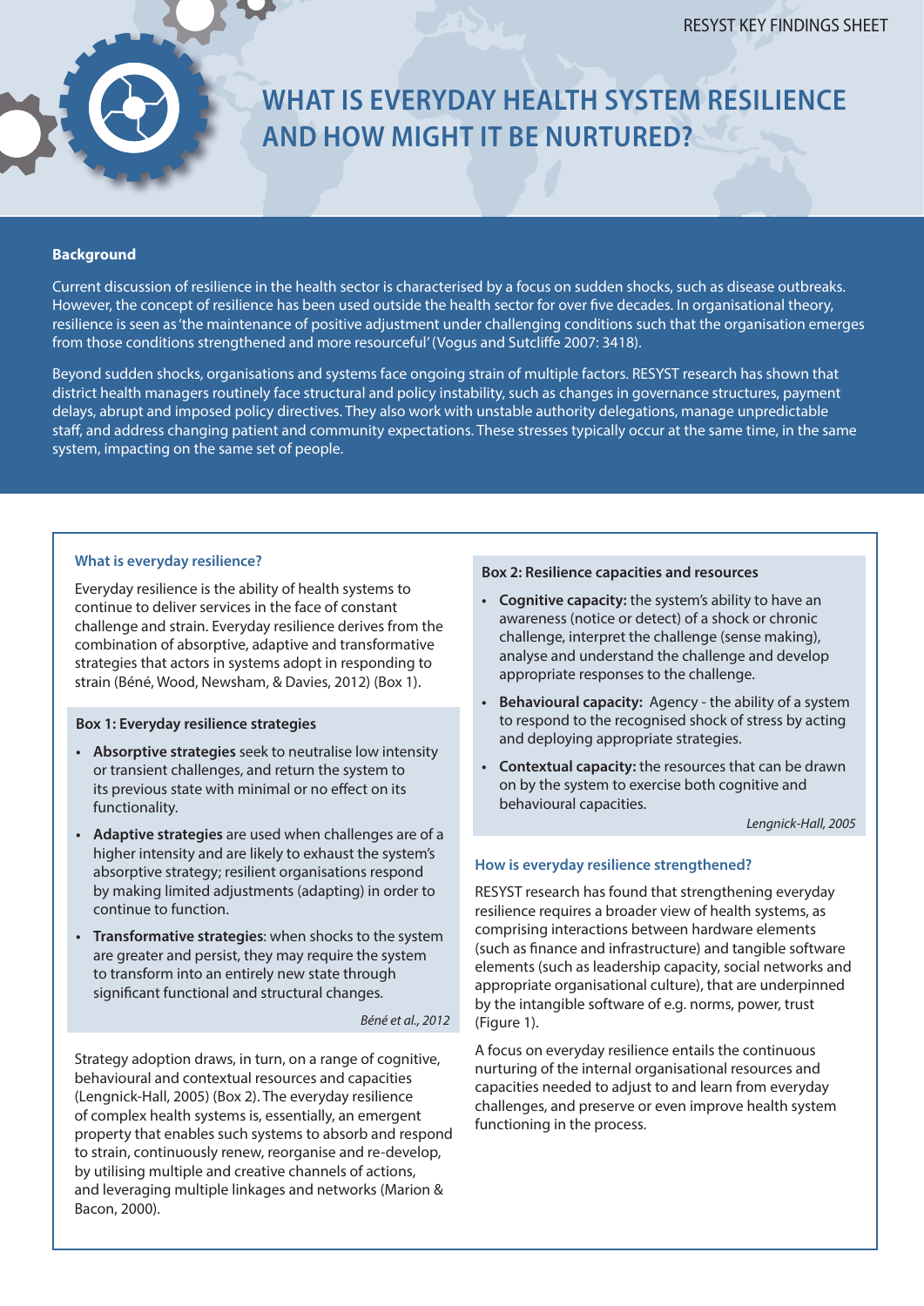RESYST KEY FINDINGS SHEET

# WHAT IS EVERYDAY HEALTH SYSTEM RESILIENCE AND HOW MIGHT IT BE NURTURED?

## Background

Current discussion of resilience in the health sector is characterised by a focus on sudden shocks, such as disease outbreaks. However, the concept of resilience has been used outside the health sector for over five decades. In organisational theory, resilience is seen as 'the maintenance of positive adjustment under challenging conditions such that the organisation emerges from those conditions strengthened and more resourceful' (Vogus and Sutcliffe 2007: 3418).

Beyond sudden shocks, organisations and systems face ongoing strain of multiple factors. RESYST research has shown that district health managers routinely face structural and policy instability, such as changes in governance structures, payment delays, abrupt and imposed policy directives. They also work with unstable authority delegations, manage unpredictable staff, and address changing patient and community expectations. These stresses typically occur at the same time, in the same system, impacting on the same set of people.

### What is everyday resilience?

Everyday resilience is the ability of health systems to continue to deliver services in the face of constant challenge and strain. Everyday resilience derives from the combination of absorptive, adaptive and transformative strategies that actors in systems adopt in responding to strain (Béné, Wood, Newsham, & Davies, 2012) (Box 1).

#### Box 1: Everyday resilience strategies

- **Absorptive strategies** seek to neutralise low intensity or transient challenges, and return the system to its previous state with minimal or no effect on its functionality.
- **Adaptive strategies** are used when challenges are of a higher intensity and are likely to exhaust the system's absorptive strategy; resilient organisations respond by making limited adjustments (adapting) in order to continue to function.
- **Transformative strategies**: when shocks to the system are greater and persist, they may require the system to transform in an entirely new state through significant functional and structural changes.

*Béné et al., 2012*

Strategy adoption draws, in turn, on a range of cognitive, behavioural and contextual resources and capacities (Lengnick-Hall, 2005) (Box 2). The everyday resilience of complex health systems is, essentially, an emergent property that enables such systems to absorb and respond to strain, continuously renew, reorganise and re-develop, by utilising multiple and creative channels of actions, and leveraging multiple linkages and networks (Marion & Bacon, 2000).

#### Box 2: Resilience capacities and resources

- **Cognitive capacity:** the system's ability to have an awareness (notice or detect) of a shock or chronic challenge, interpret the challenge (sense making), analyse and understand the challenge and develop appropriate responses to the challenge.
- **Behavioural capacity:** Agency - the ability of a system to respond to the recognised shock of stress by acting and deploying appropriate strategies.
- **Contextual capacity:** the resources that can be drawn on by the system to exercise both cognitive and behavioural capacities.

*Lengnick-Hall, 2005*

### How is everyday resilience strengthened?

RESYST research has found that strengthening everyday resilience requires a broader view of health systems, as comprising interactions between hardware elements (such as finance and infrastructure) and tangible software elements (such as leadership capacity, social networks and appropriate organisational culture), that are underpinned by the intangible software of e.g. norms, power, trust (Figure 1).

A focus on everyday resilience entails the continuous nurturing of the internal organisational resources and capacities needed to adjust to and learn from everyday challenges, and preserve or even improve health system functioning in the process.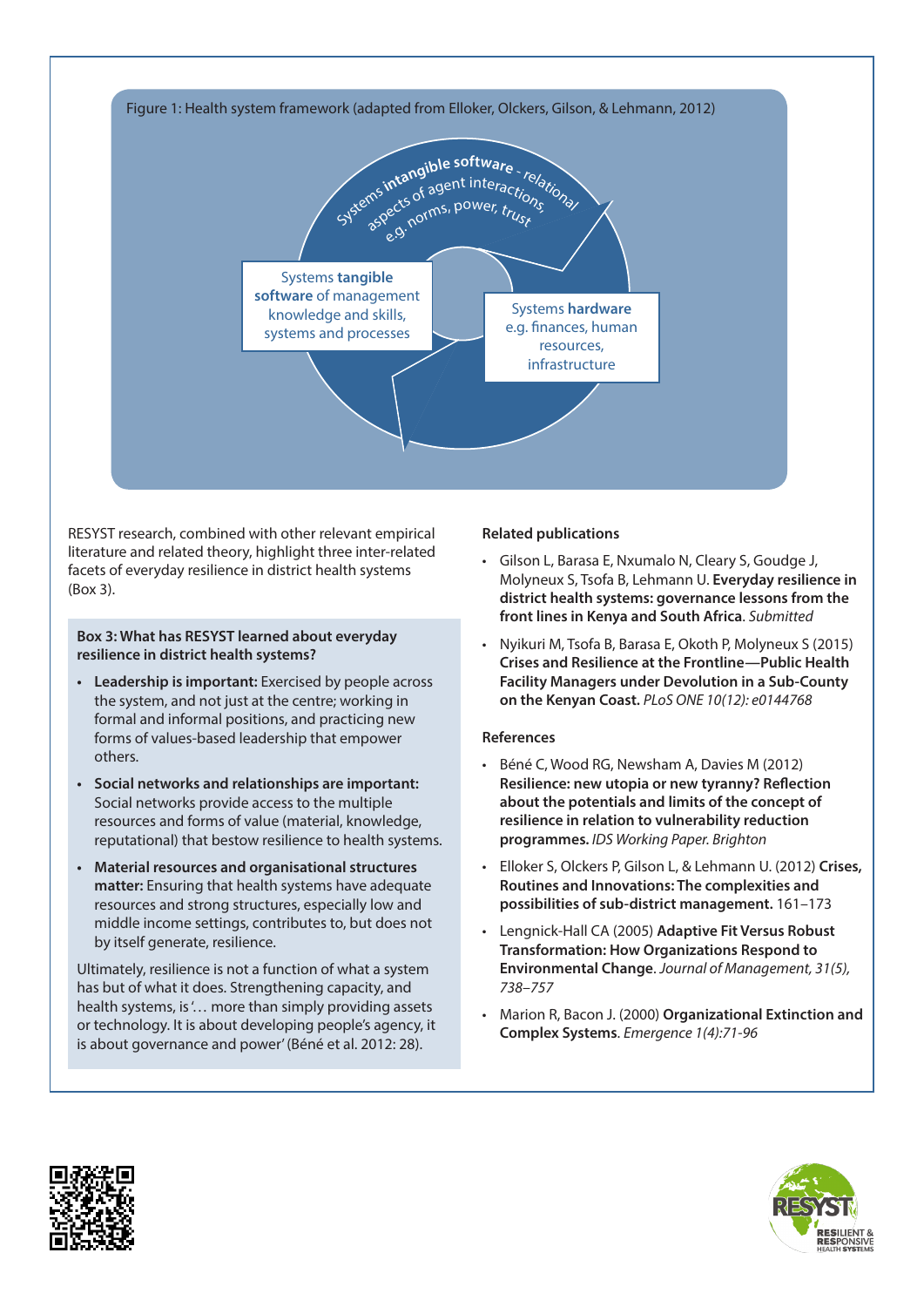Figure 1: Health system framework (adapted from Elloker, Olckers, Gilson, & Lehmann, 2012)

Systems **intangible software** - relational aspects of agent interactions, e.g. norms, power, trust

Systems **tangible software** of management knowledge and skills, systems and processes

Systems **hardware** e.g. finances, human resources, infrastructure

RESYST research, combined with other relevant empirical literature and related theory, highlight three inter-related facets of everyday resilience in district health systems (Box 3).

**Box 3: What has RESYST learned about everyday resilience in district health systems?**

- **Leadership is important:** Exercised by people across the system, and not just at the centre; working in formal and informal positions, and practicing new forms of values-based leadership that empower others.
- **Social networks and relationships are important:** Social networks provide access to the multiple resources and forms of value (material, knowledge, reputational) that bestow resilience to health systems.
- **Material resources and organisational structures matter:** Ensuring that health systems have adequate resources and strong structures, especially low and middle income settings, contributes to, but does not by itself generate, resilience.

Ultimately, resilience is not a function of what a system has but of what it does. Strengthening capacity, and health systems, is '… more than simply providing assets or technology. It is about developing people's agency, it is about governance and power' (Béné et al. 2012: 28).

### Related publications

- Gilson L, Barasa E, Nxumalo N, Cleary S, Goudge J, Molyneux S, Tsofa B, Lehmann U. **Everyday resilience in district health systems: governance lessons from the front lines in Kenya and South Africa**. *Submitted*
- Nyikuri M, Tsofa B, Barasa E, Okoth P, Molyneux S (2015) **Crises and Resilience at the Frontline—Public Health Facility Managers under Devolution in a Sub-County on the Kenyan Coast.** *PLoS ONE 10(12): e0144768*

### References

- Béné C, Wood RG, Newsham A, Davies M (2012) **Resilience: new utopia or new tyranny? Reflection about the potentials and limits of the concept of resilience in relation to vulnerability reduction programmes.** *IDS Working Paper. Brighton*
- Elloker S, Olckers P, Gilson L, & Lehmann U. (2012) **Crises, Routines and Innovations: The complexities and possibilities of sub-district management.** 161–173
- Lengnick-Hall CA (2005) **Adaptive Fit Versus Robust Transformation: How Organizations Respond to Environmental Change**. *Journal of Management, 31(5), 738–757*
- Marion R, Bacon J. (2000) **Organizational Extinction and Complex Systems**. *Emergence 1(4):71-96*